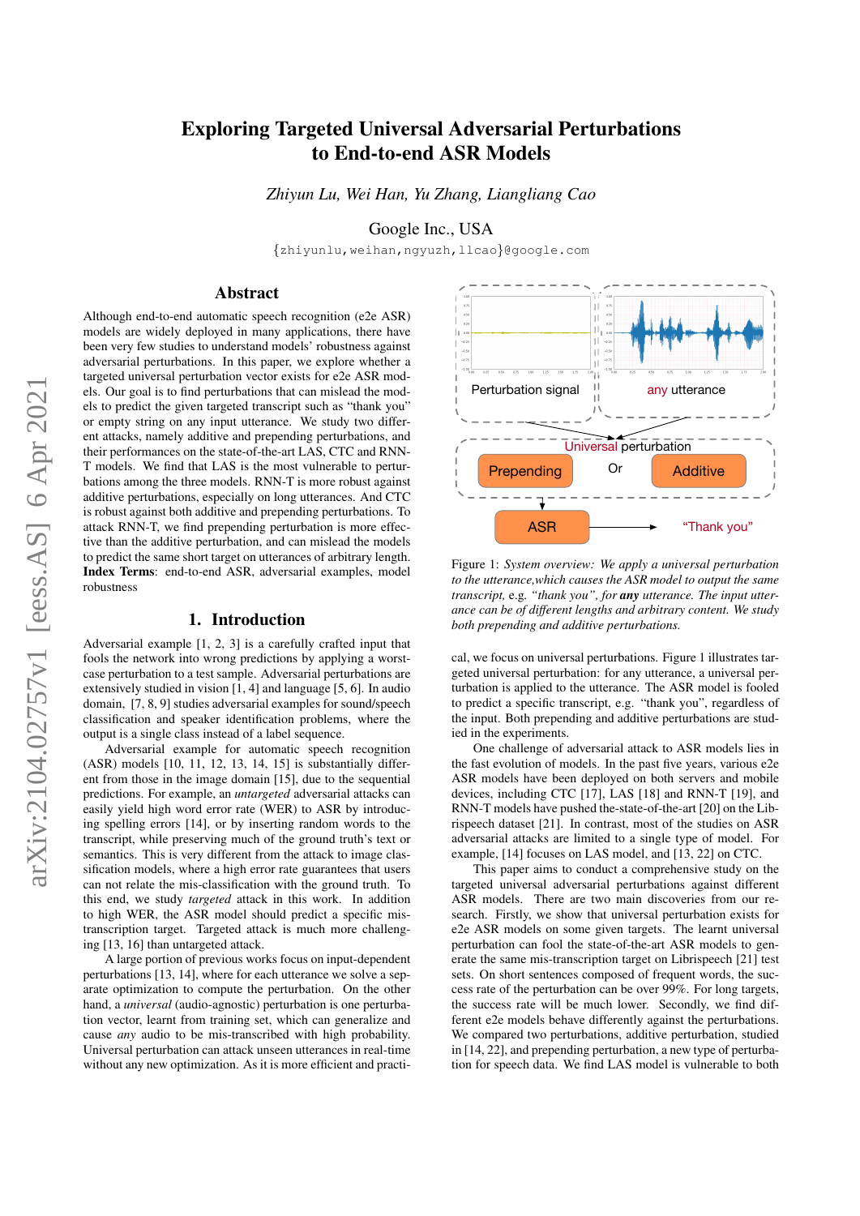# Exploring Targeted Universal Adversarial Perturbations to End-to-end ASR Models

*Zhiyun Lu, Wei Han, Yu Zhang, Liangliang Cao*

Google Inc., USA

{zhiyunlu,weihan,ngyuzh,llcao}@google.com

## Abstract

Although end-to-end automatic speech recognition (e2e ASR) models are widely deployed in many applications, there have been very few studies to understand models' robustness against adversarial perturbations. In this paper, we explore whether a targeted universal perturbation vector exists for e2e ASR models. Our goal is to find perturbations that can mislead the models to predict the given targeted transcript such as "thank you" or empty string on any input utterance. We study two different attacks, namely additive and prepending perturbations, and their performances on the state-of-the-art LAS, CTC and RNN-T models. We find that LAS is the most vulnerable to perturbations among the three models. RNN-T is more robust against additive perturbations, especially on long utterances. And CTC is robust against both additive and prepending perturbations. To attack RNN-T, we find prepending perturbation is more effective than the additive perturbation, and can mislead the models to predict the same short target on utterances of arbitrary length.

**Index Terms**: end-to-end ASR, adversarial examples, model robustness

## 1. Introduction

Adversarial example [1, 2, 3] is a carefully crafted input that fools the network into wrong predictions by applying a worst-case perturbation to a test sample. Adversarial perturbations are extensively studied in vision [1, 4] and language [5, 6]. In audio domain, [7, 8, 9] studies adversarial examples for sound/speech classification and speaker identification problems, where the output is a single class instead of a label sequence.

Adversarial example for automatic speech recognition (ASR) models [10, 11, 12, 13, 14, 15] is substantially different from those in the image domain [15], due to the sequential predictions. For example, an *untargeted* adversarial attacks can easily yield high word error rate (WER) to ASR by introducing spelling errors [14], or by inserting random words to the transcript, while preserving much of the ground truth's text or semantics. This is very different from the attack to image classification models, where a high error rate guarantees that users can not relate the mis-classification with the ground truth. To this end, we study *targeted* attack in this work. In addition to high WER, the ASR model should predict a specific mis-transcription target. Targeted attack is much more challenging [13, 16] than untargeted attack.

A large portion of previous works focus on input-dependent perturbations [13, 14], where for each utterance we solve a separate optimization to compute the perturbation. On the other hand, a *universal* (audio-agnostic) perturbation is one perturbation vector, learnt from training set, which can generalize and cause *any* audio to be mis-transcribed with high probability. Universal perturbation can attack unseen utterances in real-time without any new optimization. As it is more efficient and practical, we focus on universal perturbations. Figure 1 illustrates targeted universal perturbation: for any utterance, a universal perturbation is applied to the utterance. The ASR model is fooled to predict a specific transcript, e.g. "thank you", regardless of the input. Both prepending and additive perturbations are studied in the experiments.

Figure 1: *System overview: We apply a universal perturbation to the utterance,which causes the ASR model to output the same transcript, e.g. "thank you", for* ***any*** *utterance. The input utterance can be of different lengths and arbitrary content. We study both prepending and additive perturbations.*

One challenge of adversarial attack to ASR models lies in the fast evolution of models. In the past five years, various e2e ASR models have been deployed on both servers and mobile devices, including CTC [17], LAS [18] and RNN-T [19], and RNN-T models have pushed the-state-of-the-art [20] on the Librispeech dataset [21]. In contrast, most of the studies on ASR adversarial attacks are limited to a single type of model. For example, [14] focuses on LAS model, and [13, 22] on CTC.

This paper aims to conduct a comprehensive study on the targeted universal adversarial perturbations against different ASR models. There are two main discoveries from our research. Firstly, we show that universal perturbation exists for e2e ASR models on some given targets. The learnt universal perturbation can fool the state-of-the-art ASR models to generate the same mis-transcription target on Librispeech [21] test sets. On short sentences composed of frequent words, the success rate of the perturbation can be over 99%. For long targets, the success rate will be much lower. Secondly, we find different e2e models behave differently against the perturbations. We compared two perturbations, additive perturbation, studied in [14, 22], and prepending perturbation, a new type of perturbation for speech data. We find LAS model is vulnerable to both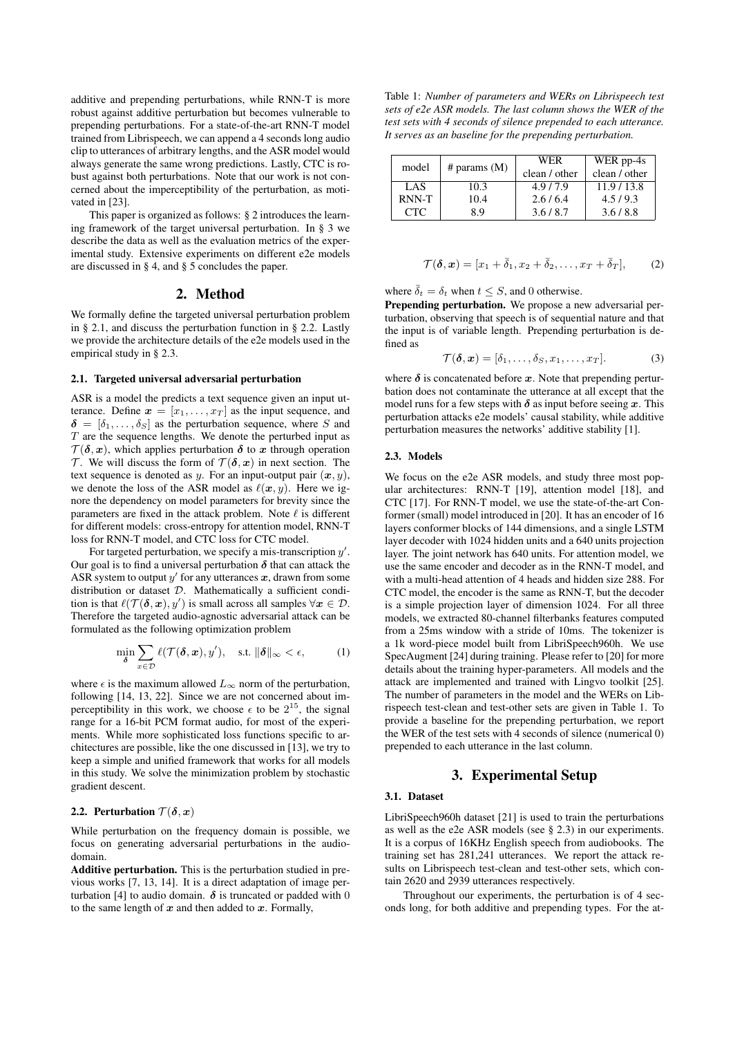additive and prepending perturbations, while RNN-T is more robust against additive perturbation but becomes vulnerable to prepending perturbations. For a state-of-the-art RNN-T model trained from Librispeech, we can append a 4 seconds long audio clip to utterances of arbitrary lengths, and the ASR model would always generate the same wrong predictions. Lastly, CTC is robust against both perturbations. Note that our work is not concerned about the imperceptibility of the perturbation, as motivated in [23].

This paper is organized as follows: § 2 introduces the learning framework of the target universal perturbation. In § 3 we describe the data as well as the evaluation metrics of the experimental study. Extensive experiments on different e2e models are discussed in § 4, and § 5 concludes the paper.

## 2. Method

We formally define the targeted universal perturbation problem in § 2.1, and discuss the perturbation function in § 2.2. Lastly we provide the architecture details of the e2e models used in the empirical study in § 2.3.

### 2.1. Targeted universal adversarial perturbation

ASR is a model the predicts a text sequence given an input utterance. Define $\boldsymbol{x} = [x_1, \ldots, x_T]$ as the input sequence, and $\boldsymbol{\delta} = [\delta_1, \ldots, \delta_S]$ as the perturbation sequence, where $S$ and $T$ are the sequence lengths. We denote the perturbed input as $\mathcal{T}(\boldsymbol{\delta}, \boldsymbol{x})$, which applies perturbation $\boldsymbol{\delta}$ to $\boldsymbol{x}$ through operation $\mathcal{T}$. We will discuss the form of $\mathcal{T}(\boldsymbol{\delta}, \boldsymbol{x})$ in next section. The text sequence is denoted as $y$. For an input-output pair $(\boldsymbol{x}, y)$, we denote the loss of the ASR model as $\ell(\boldsymbol{x}, y)$. Here we ignore the dependency on model parameters for brevity since the parameters are fixed in the attack problem. Note $\ell$ is different for different models: cross-entropy for attention model, RNN-T loss for RNN-T model, and CTC loss for CTC model.

For targeted perturbation, we specify a mis-transcription $y'$. Our goal is to find a universal perturbation $\boldsymbol{\delta}$ that can attack the ASR system to output $y'$ for any utterances $\boldsymbol{x}$, drawn from some distribution or dataset $\mathcal{D}$. Mathematically a sufficient condition is that $\ell(\mathcal{T}(\boldsymbol{\delta}, \boldsymbol{x}), y')$ is small across all samples $\forall \boldsymbol{x} \in \mathcal{D}$. Therefore the targeted audio-agnostic adversarial attack can be formulated as the following optimization problem

$$\min_{\boldsymbol{\delta}} \sum_{x \in \mathcal{D}} \ell(\mathcal{T}(\boldsymbol{\delta}, \boldsymbol{x}), y'), \quad \text{s.t. } \|\boldsymbol{\delta}\|_\infty < \epsilon, \tag{1}$$

where $\epsilon$ is the maximum allowed $L_\infty$ norm of the perturbation, following [14, 13, 22]. Since we are not concerned about imperceptibility in this work, we choose $\epsilon$ to be $2^{15}$, the signal range for a 16-bit PCM format audio, for most of the experiments. While more sophisticated loss functions specific to architectures are possible, like the one discussed in [13], we try to keep a simple and unified framework that works for all models in this study. We solve the minimization problem by stochastic gradient descent.

### 2.2. Perturbation $\mathcal{T}(\boldsymbol{\delta}, \boldsymbol{x})$

While perturbation on the frequency domain is possible, we focus on generating adversarial perturbations in the audio-domain.

**Additive perturbation.** This is the perturbation studied in previous works [7, 13, 14]. It is a direct adaptation of image perturbation [4] to audio domain. $\boldsymbol{\delta}$ is truncated or padded with 0 to the same length of $\boldsymbol{x}$ and then added to $\boldsymbol{x}$. Formally,

$$\mathcal{T}(\boldsymbol{\delta}, \boldsymbol{x}) = [x_1 + \bar{\delta}_1, x_2 + \bar{\delta}_2, \ldots, x_T + \bar{\delta}_T], \tag{2}$$

where $\bar{\delta}_t = \delta_t$ when $t \leq S$, and 0 otherwise.

**Prepending perturbation.** We propose a new adversarial perturbation, observing that speech is of sequential nature and that the input is of variable length. Prepending perturbation is defined as

$$\mathcal{T}(\boldsymbol{\delta}, \boldsymbol{x}) = [\delta_1, \ldots, \delta_S, x_1, \ldots, x_T]. \tag{3}$$

where $\boldsymbol{\delta}$ is concatenated before $\boldsymbol{x}$. Note that prepending perturbation does not contaminate the utterance at all except that the model runs for a few steps with $\boldsymbol{\delta}$ as input before seeing $\boldsymbol{x}$. This perturbation attacks e2e models' causal stability, while additive perturbation measures the networks' additive stability [1].

### 2.3. Models

We focus on the e2e ASR models, and study three most popular architectures: RNN-T [19], attention model [18], and CTC [17]. For RNN-T model, we use the state-of-the-art Conformer (small) model introduced in [20]. It has an encoder of 16 layers conformer blocks of 144 dimensions, and a single LSTM layer decoder with 1024 hidden units and a 640 units projection layer. The joint network has 640 units. For attention model, we use the same encoder and decoder as in the RNN-T model, and with a multi-head attention of 4 heads and hidden size 288. For CTC model, the encoder is the same as RNN-T, but the decoder is a simple projection layer of dimension 1024. For all three models, we extracted 80-channel filterbanks features computed from a 25ms window with a stride of 10ms. The tokenizer is a 1k word-piece model built from LibriSpeech960h. We use SpecAugment [24] during training. Please refer to [20] for more details about the training hyper-parameters. All models and the attack are implemented and trained with Lingvo toolkit [25]. The number of parameters in the model and the WERs on Librispeech test-clean and test-other sets are given in Table 1. To provide a baseline for the prepending perturbation, we report the WER of the test sets with 4 seconds of silence (numerical 0) prepended to each utterance in the last column.

Table 1: *Number of parameters and WERs on Librispeech test sets of e2e ASR models. The last column shows the WER of the test sets with 4 seconds of silence prepended to each utterance. It serves as an baseline for the prepending perturbation.*

| model | # params (M) | WER clean / other | WER pp-4s clean / other |
|---|---|---|---|
| LAS | 10.3 | 4.9 / 7.9 | 11.9 / 13.8 |
| RNN-T | 10.4 | 2.6 / 6.4 | 4.5 / 9.3 |
| CTC | 8.9 | 3.6 / 8.7 | 3.6 / 8.8 |

## 3. Experimental Setup

### 3.1. Dataset

LibriSpeech960h dataset [21] is used to train the perturbations as well as the e2e ASR models (see § 2.3) in our experiments. It is a corpus of 16KHz English speech from audiobooks. The training set has 281,241 utterances. We report the attack results on Librispeech test-clean and test-other sets, which contain 2620 and 2939 utterances respectively.

Throughout our experiments, the perturbation is of 4 seconds long, for both additive and prepending types. For the at-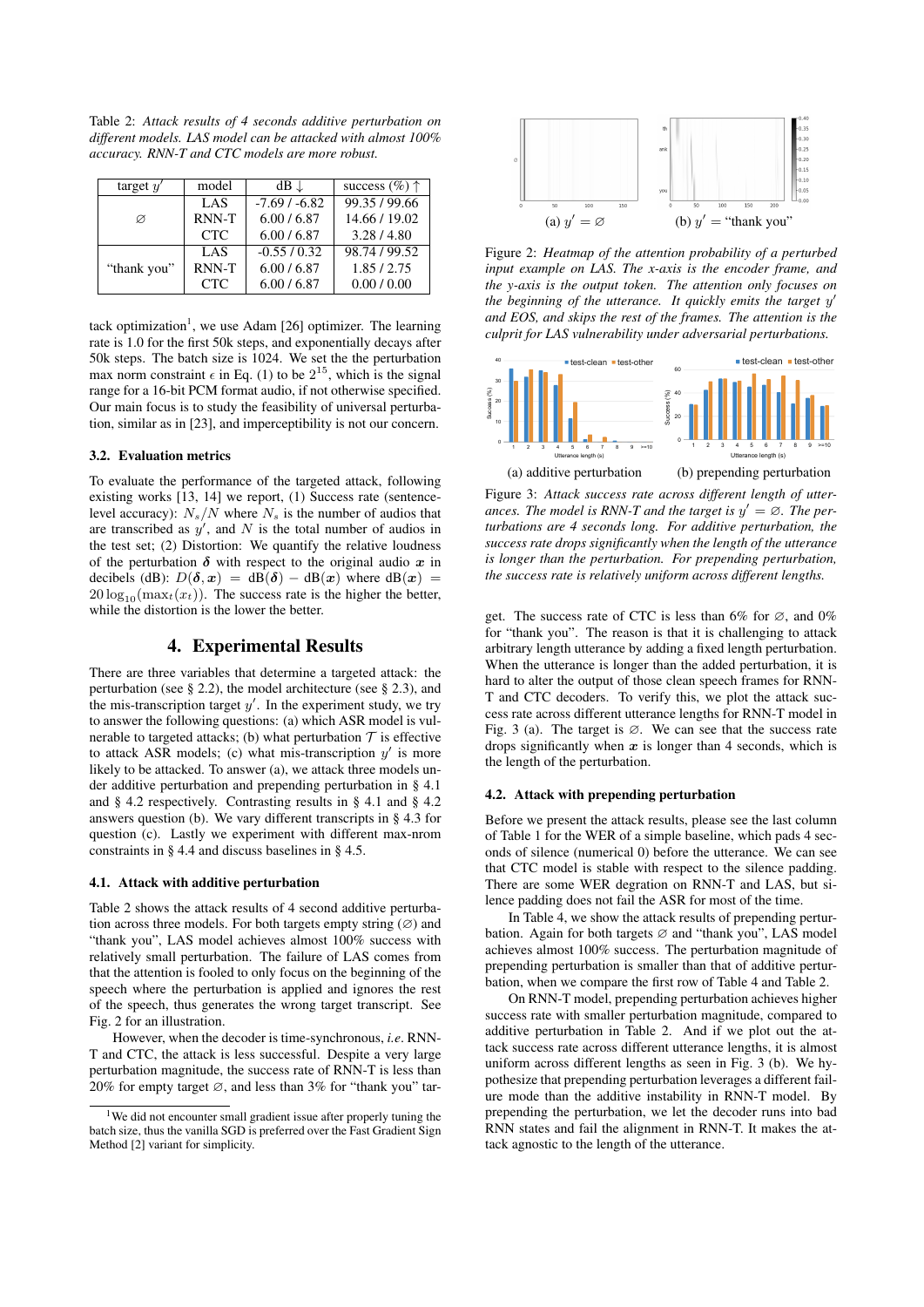Table 2: *Attack results of 4 seconds additive perturbation on different models. LAS model can be attacked with almost 100% accuracy. RNN-T and CTC models are more robust.*

| target $y'$ | model | dB ↓ | success (%) ↑ |
|---|---|---|---|
| ∅ | LAS | -7.69 / -6.82 | 99.35 / 99.66 |
| | RNN-T | 6.00 / 6.87 | 14.66 / 19.02 |
| | CTC | 6.00 / 6.87 | 3.28 / 4.80 |
| "thank you" | LAS | -0.55 / 0.32 | 98.74 / 99.52 |
| | RNN-T | 6.00 / 6.87 | 1.85 / 2.75 |
| | CTC | 6.00 / 6.87 | 0.00 / 0.00 |

tack optimization[1], we use Adam [26] optimizer. The learning rate is 1.0 for the first 50k steps, and exponentially decays after 50k steps. The batch size is 1024. We set the the perturbation max norm constraint $\epsilon$ in Eq. (1) to be $2^{15}$, which is the signal range for a 16-bit PCM format audio, if not otherwise specified. Our main focus is to study the feasibility of universal perturbation, similar as in [23], and imperceptibility is not our concern.

### 3.2. Evaluation metrics

To evaluate the performance of the targeted attack, following existing works [13, 14] we report, (1) Success rate (sentence-level accuracy): $N_s/N$ where $N_s$ is the number of audios that are transcribed as $y'$, and $N$ is the total number of audios in the test set; (2) Distortion: We quantify the relative loudness of the perturbation $\boldsymbol{\delta}$ with respect to the original audio $\boldsymbol{x}$ in decibels (dB): $D(\boldsymbol{\delta}, \boldsymbol{x}) = \text{dB}(\boldsymbol{\delta}) - \text{dB}(\boldsymbol{x})$ where $\text{dB}(\boldsymbol{x}) = 20\log_{10}(\max_t(x_t))$. The success rate is the higher the better, while the distortion is the lower the better.

## 4. Experimental Results

There are three variables that determine a targeted attack: the perturbation (see § 2.2), the model architecture (see § 2.3), and the mis-transcription target $y'$. In the experiment study, we try to answer the following questions: (a) which ASR model is vulnerable to targeted attacks; (b) what perturbation $\mathcal{T}$ is effective to attack ASR models; (c) what mis-transcription $y'$ is more likely to be attacked. To answer (a), we attack three models under additive perturbation and prepending perturbation in § 4.1 and § 4.2 respectively. Contrasting results in § 4.1 and § 4.2 answers question (b). We vary different transcripts in § 4.3 for question (c). Lastly we experiment with different max-nrom constraints in § 4.4 and discuss baselines in § 4.5.

### 4.1. Attack with additive perturbation

Table 2 shows the attack results of 4 second additive perturbation across three models. For both targets empty string (∅) and "thank you", LAS model achieves almost 100% success with relatively small perturbation. The failure of LAS comes from that the attention is fooled to only focus on the beginning of the speech where the perturbation is applied and ignores the rest of the speech, thus generates the wrong target transcript. See Fig. 2 for an illustration.

However, when the decoder is time-synchronous, *i.e.* RNN-T and CTC, the attack is less successful. Despite a very large perturbation magnitude, the success rate of RNN-T is less than 20% for empty target ∅, and less than 3% for "thank you" target. The success rate of CTC is less than 6% for ∅, and 0% for "thank you". The reason is that it is challenging to attack arbitrary length utterance by adding a fixed length perturbation. When the utterance is longer than the added perturbation, it is hard to alter the output of those clean speech frames for RNN-T and CTC decoders. To verify this, we plot the attack success rate across different utterance lengths for RNN-T model in Fig. 3 (a). The target is ∅. We can see that the success rate drops significantly when $\boldsymbol{x}$ is longer than 4 seconds, which is the length of the perturbation.

[1] We did not encounter small gradient issue after properly tuning the batch size, thus the vanilla SGD is preferred over the Fast Gradient Sign Method [2] variant for simplicity.

(a) $y' = ∅$ (b) $y'$ = "thank you"

Figure 2: *Heatmap of the attention probability of a perturbed input example on LAS. The x-axis is the encoder frame, and the y-axis is the output token. The attention only focuses on the beginning of the utterance. It quickly emits the target $y'$ and EOS, and skips the rest of the frames. The attention is the culprit for LAS vulnerability under adversarial perturbations.*

(a) additive perturbation (b) prepending perturbation

Figure 3: *Attack success rate across different length of utterances. The model is RNN-T and the target is $y' = ∅$. The perturbations are 4 seconds long. For additive perturbation, the success rate drops significantly when the length of the utterance is longer than the perturbation. For prepending perturbation, the success rate is relatively uniform across different lengths.*

### 4.2. Attack with prepending perturbation

Before we present the attack results, please see the last column of Table 1 for the WER of a simple baseline, which pads 4 seconds of silence (numerical 0) before the utterance. We can see that CTC model is stable with respect to the silence padding. There are some WER degration on RNN-T and LAS, but silence padding does not fail the ASR for most of the time.

In Table 4, we show the attack results of prepending perturbation. Again for both targets ∅ and "thank you", LAS model achieves almost 100% success. The perturbation magnitude of prepending perturbation is smaller than that of additive perturbation, when we compare the first row of Table 4 and Table 2.

On RNN-T model, prepending perturbation achieves higher success rate with smaller perturbation magnitude, compared to additive perturbation in Table 2. And if we plot out the attack success rate across different utterance lengths, it is almost uniform across different lengths as seen in Fig. 3 (b). We hypothesize that prepending perturbation leverages a different failure mode than the additive instability in RNN-T model. By prepending the perturbation, we let the decoder runs into bad RNN states and fail the alignment in RNN-T. It makes the attack agnostic to the length of the utterance.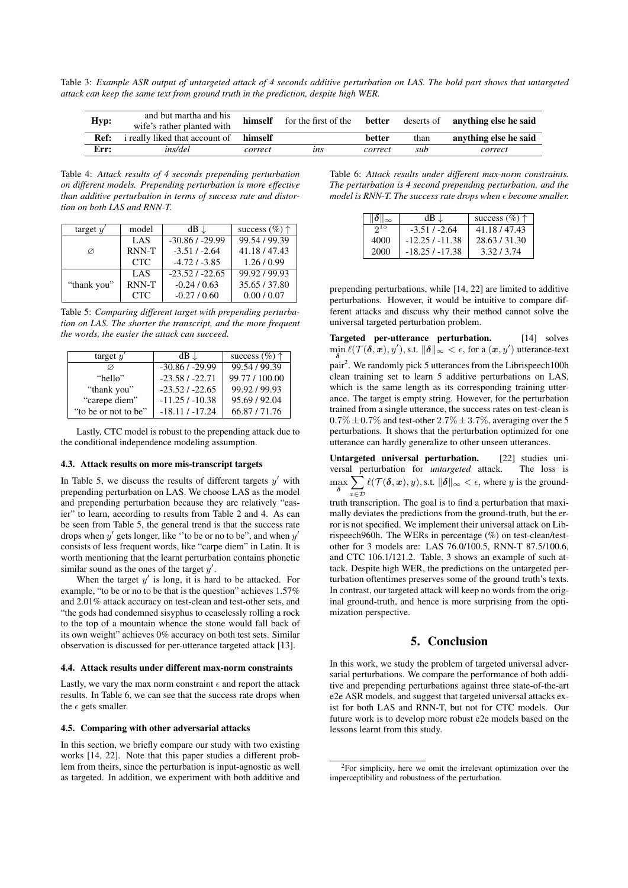Table 3: *Example ASR output of untargeted attack of 4 seconds additive perturbation on LAS. The bold part shows that untargeted attack can keep the same text from ground truth in the prediction, despite high WER.*

| **Hyp:** | and but martha and his wife's rather planted with | **himself** | for the first of the | **better** | deserts of | **anything else he said** |
|---|---|---|---|---|---|---|
| **Ref:** | i really liked that account of | **himself** | | **better** | than | **anything else he said** |
| **Err:** | *ins/del* | *correct* | *ins* | *correct* | *sub* | *correct* |

Table 4: *Attack results of 4 seconds prepending perturbation on different models. Prepending perturbation is more effective than additive perturbation in terms of success rate and distortion on both LAS and RNN-T.*

| target $y'$ | model | dB ↓ | success (%) ↑ |
|---|---|---|---|
| ∅ | LAS | -30.86 / -29.99 | 99.54 / 99.39 |
| | RNN-T | -3.51 / -2.64 | 41.18 / 47.43 |
| | CTC | -4.72 / -3.85 | 1.26 / 0.99 |
| "thank you" | LAS | -23.52 / -22.65 | 99.92 / 99.93 |
| | RNN-T | -0.24 / 0.63 | 35.65 / 37.80 |
| | CTC | -0.27 / 0.60 | 0.00 / 0.07 |

Table 5: *Comparing different target with prepending perturbation on LAS. The shorter the transcript, and the more frequent the words, the easier the attack can succeed.*

| target $y'$ | dB ↓ | success (%) ↑ |
|---|---|---|
| ∅ | -30.86 / -29.99 | 99.54 / 99.39 |
| "hello" | -23.58 / -22.71 | 99.77 / 100.00 |
| "thank you" | -23.52 / -22.65 | 99.92 / 99.93 |
| "carepe diem" | -11.25 / -10.38 | 95.69 / 92.04 |
| "to be or not to be" | -18.11 / -17.24 | 66.87 / 71.76 |

Lastly, CTC model is robust to the prepending attack due to the conditional independence modeling assumption.

### 4.3. Attack results on more mis-transcript targets

In Table 5, we discuss the results of different targets $y'$ with prepending perturbation on LAS. We choose LAS as the model and prepending perturbation because they are relatively "easier" to learn, according to results from Table 2 and 4. As can be seen from Table 5, the general trend is that the success rate drops when $y'$ gets longer, like ''to be or no to be", and when $y'$ consists of less frequent words, like "carpe diem" in Latin. It is worth mentioning that the learnt perturbation contains phonetic similar sound as the ones of the target $y'$.

When the target $y'$ is long, it is hard to be attacked. For example, "to be or no to be that is the question" achieves 1.57% and 2.01% attack accuracy on test-clean and test-other sets, and "the gods had condemned sisyphus to ceaselessly rolling a rock to the top of a mountain whence the stone would fall back of its own weight" achieves 0% accuracy on both test sets. Similar observation is discussed for per-utterance targeted attack [13].

### 4.4. Attack results under different max-norm constraints

Lastly, we vary the max norm constraint $\epsilon$ and report the attack results. In Table 6, we can see that the success rate drops when the $\epsilon$ gets smaller.

### 4.5. Comparing with other adversarial attacks

In this section, we briefly compare our study with two existing works [14, 22]. Note that this paper studies a different problem from theirs, since the perturbation is input-agnostic as well as targeted. In addition, we experiment with both additive and prepending perturbations, while [14, 22] are limited to additive perturbations. However, it would be intuitive to compare different attacks and discuss why their method cannot solve the universal targeted perturbation problem.

Table 6: *Attack results under different max-norm constraints. The perturbation is 4 second prepending perturbation, and the model is RNN-T. The success rate drops when $\epsilon$ become smaller.*

| $\|\boldsymbol{\delta}\|_\infty$ | dB ↓ | success (%) ↑ |
|---|---|---|
| $2^{15}$ | -3.51 / -2.64 | 41.18 / 47.43 |
| 4000 | -12.25 / -11.38 | 28.63 / 31.30 |
| 2000 | -18.25 / -17.38 | 3.32 / 3.74 |

**Targeted per-utterance perturbation.** [14] solves $\min_{\boldsymbol{\delta}} \ell(\mathcal{T}(\boldsymbol{\delta}, \boldsymbol{x}), y')$, s.t. $\|\boldsymbol{\delta}\|_\infty < \epsilon$, for a $(\boldsymbol{x}, y')$ utterance-text pair[2]. We randomly pick 5 utterances from the Librispeech100h clean training set to learn 5 additive perturbations on LAS, which is the same length as its corresponding training utterance. The target is empty string. However, for the perturbation trained from a single utterance, the success rates on test-clean is $0.7\% \pm 0.7\%$ and test-other $2.7\% \pm 3.7\%$, averaging over the 5 perturbations. It shows that the perturbation optimized for one utterance can hardly generalize to other unseen utterances.

**Untargeted universal perturbation.** [22] studies universal perturbation for *untargeted* attack. The loss is $\max_{\boldsymbol{\delta}} \sum_{x \in \mathcal{D}} \ell(\mathcal{T}(\boldsymbol{\delta}, \boldsymbol{x}), y)$, s.t. $\|\boldsymbol{\delta}\|_\infty < \epsilon$, where $y$ is the ground-truth transcription. The goal is to find a perturbation that maximally deviates the predictions from the ground-truth, but the error is not specified. We implement their universal attack on Librispeech960h. The WERs in percentage (%) on test-clean/test-other for 3 models are: LAS 76.0/100.5, RNN-T 87.5/100.6, and CTC 106.1/121.2. Table. 3 shows an example of such attack. Despite high WER, the predictions on the untargeted perturbation oftentimes preserves some of the ground truth's texts. In contrast, our targeted attack will keep no words from the original ground-truth, and hence is more surprising from the optimization perspective.

## 5. Conclusion

In this work, we study the problem of targeted universal adversarial perturbations. We compare the performance of both additive and prepending perturbations against three state-of-the-art e2e ASR models, and suggest that targeted universal attacks exist for both LAS and RNN-T, but not for CTC models. Our future work is to develop more robust e2e models based on the lessons learnt from this study.

[2]For simplicity, here we omit the irrelevant optimization over the imperceptibility and robustness of the perturbation.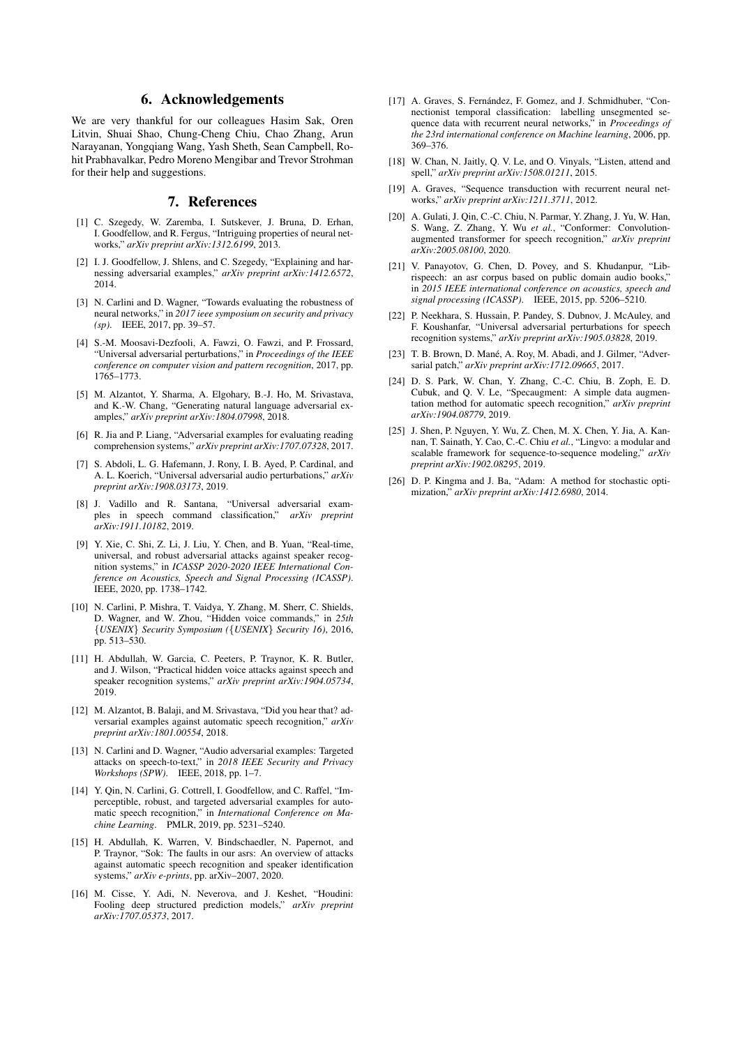## 6. Acknowledgements

We are very thankful for our colleagues Hasim Sak, Oren Litvin, Shuai Shao, Chung-Cheng Chiu, Chao Zhang, Arun Narayanan, Yongqiang Wang, Yash Sheth, Sean Campbell, Rohit Prabhavalkar, Pedro Moreno Mengibar and Trevor Strohman for their help and suggestions.

## 7. References

[1] C. Szegedy, W. Zaremba, I. Sutskever, J. Bruna, D. Erhan, I. Goodfellow, and R. Fergus, "Intriguing properties of neural networks," *arXiv preprint arXiv:1312.6199*, 2013.

[2] I. J. Goodfellow, J. Shlens, and C. Szegedy, "Explaining and harnessing adversarial examples," *arXiv preprint arXiv:1412.6572*, 2014.

[3] N. Carlini and D. Wagner, "Towards evaluating the robustness of neural networks," in *2017 ieee symposium on security and privacy (sp)*. IEEE, 2017, pp. 39–57.

[4] S.-M. Moosavi-Dezfooli, A. Fawzi, O. Fawzi, and P. Frossard, "Universal adversarial perturbations," in *Proceedings of the IEEE conference on computer vision and pattern recognition*, 2017, pp. 1765–1773.

[5] M. Alzantot, Y. Sharma, A. Elgohary, B.-J. Ho, M. Srivastava, and K.-W. Chang, "Generating natural language adversarial examples," *arXiv preprint arXiv:1804.07998*, 2018.

[6] R. Jia and P. Liang, "Adversarial examples for evaluating reading comprehension systems," *arXiv preprint arXiv:1707.07328*, 2017.

[7] S. Abdoli, L. G. Hafemann, J. Rony, I. B. Ayed, P. Cardinal, and A. L. Koerich, "Universal adversarial audio perturbations," *arXiv preprint arXiv:1908.03173*, 2019.

[8] J. Vadillo and R. Santana, "Universal adversarial examples in speech command classification," *arXiv preprint arXiv:1911.10182*, 2019.

[9] Y. Xie, C. Shi, Z. Li, J. Liu, Y. Chen, and B. Yuan, "Real-time, universal, and robust adversarial attacks against speaker recognition systems," in *ICASSP 2020-2020 IEEE International Conference on Acoustics, Speech and Signal Processing (ICASSP)*. IEEE, 2020, pp. 1738–1742.

[10] N. Carlini, P. Mishra, T. Vaidya, Y. Zhang, M. Sherr, C. Shields, D. Wagner, and W. Zhou, "Hidden voice commands," in *25th {USENIX} Security Symposium ({USENIX} Security 16)*, 2016, pp. 513–530.

[11] H. Abdullah, W. Garcia, C. Peeters, P. Traynor, K. R. Butler, and J. Wilson, "Practical hidden voice attacks against speech and speaker recognition systems," *arXiv preprint arXiv:1904.05734*, 2019.

[12] M. Alzantot, B. Balaji, and M. Srivastava, "Did you hear that? adversarial examples against automatic speech recognition," *arXiv preprint arXiv:1801.00554*, 2018.

[13] N. Carlini and D. Wagner, "Audio adversarial examples: Targeted attacks on speech-to-text," in *2018 IEEE Security and Privacy Workshops (SPW)*. IEEE, 2018, pp. 1–7.

[14] Y. Qin, N. Carlini, G. Cottrell, I. Goodfellow, and C. Raffel, "Imperceptible, robust, and targeted adversarial examples for automatic speech recognition," in *International Conference on Machine Learning*. PMLR, 2019, pp. 5231–5240.

[15] H. Abdullah, K. Warren, V. Bindschaedler, N. Papernot, and P. Traynor, "Sok: The faults in our asrs: An overview of attacks against automatic speech recognition and speaker identification systems," *arXiv e-prints*, pp. arXiv–2007, 2020.

[16] M. Cisse, Y. Adi, N. Neverova, and J. Keshet, "Houdini: Fooling deep structured prediction models," *arXiv preprint arXiv:1707.05373*, 2017.

[17] A. Graves, S. Fernández, F. Gomez, and J. Schmidhuber, "Connectionist temporal classification: labelling unsegmented sequence data with recurrent neural networks," in *Proceedings of the 23rd international conference on Machine learning*, 2006, pp. 369–376.

[18] W. Chan, N. Jaitly, Q. V. Le, and O. Vinyals, "Listen, attend and spell," *arXiv preprint arXiv:1508.01211*, 2015.

[19] A. Graves, "Sequence transduction with recurrent neural networks," *arXiv preprint arXiv:1211.3711*, 2012.

[20] A. Gulati, J. Qin, C.-C. Chiu, N. Parmar, Y. Zhang, J. Yu, W. Han, S. Wang, Z. Zhang, Y. Wu *et al.*, "Conformer: Convolution-augmented transformer for speech recognition," *arXiv preprint arXiv:2005.08100*, 2020.

[21] V. Panayotov, G. Chen, D. Povey, and S. Khudanpur, "Librispeech: an asr corpus based on public domain audio books," in *2015 IEEE international conference on acoustics, speech and signal processing (ICASSP)*. IEEE, 2015, pp. 5206–5210.

[22] P. Neekhara, S. Hussain, P. Pandey, S. Dubnov, J. McAuley, and F. Koushanfar, "Universal adversarial perturbations for speech recognition systems," *arXiv preprint arXiv:1905.03828*, 2019.

[23] T. B. Brown, D. Mané, A. Roy, M. Abadi, and J. Gilmer, "Adversarial patch," *arXiv preprint arXiv:1712.09665*, 2017.

[24] D. S. Park, W. Chan, Y. Zhang, C.-C. Chiu, B. Zoph, E. D. Cubuk, and Q. V. Le, "Specaugment: A simple data augmentation method for automatic speech recognition," *arXiv preprint arXiv:1904.08779*, 2019.

[25] J. Shen, P. Nguyen, Y. Wu, Z. Chen, M. X. Chen, Y. Jia, A. Kannan, T. Sainath, Y. Cao, C.-C. Chiu *et al.*, "Lingvo: a modular and scalable framework for sequence-to-sequence modeling," *arXiv preprint arXiv:1902.08295*, 2019.

[26] D. P. Kingma and J. Ba, "Adam: A method for stochastic optimization," *arXiv preprint arXiv:1412.6980*, 2014.